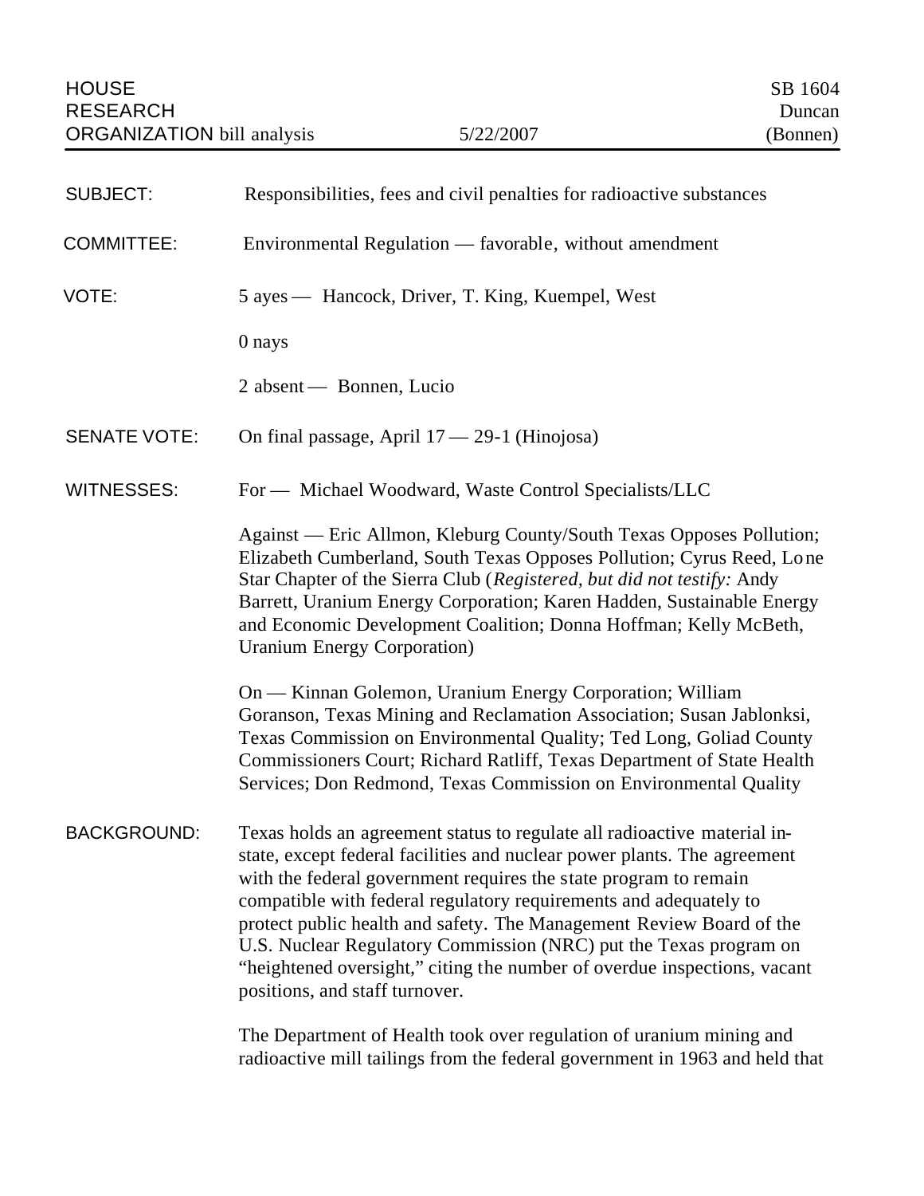HOUSE RESEARCH ORGANIZATION bill analysis | 5/22/2007 | SB 1604 Duncan (Bonnen)

---

**SUBJECT:** Responsibilities, fees and civil penalties for radioactive substances

**COMMITTEE:** Environmental Regulation — favorable, without amendment

**VOTE:** 5 ayes — Hancock, Driver, T. King, Kuempel, West

0 nays

2 absent — Bonnen, Lucio

**SENATE VOTE:** On final passage, April 17 — 29-1 (Hinojosa)

**WITNESSES:** For — Michael Woodward, Waste Control Specialists/LLC

Against — Eric Allmon, Kleburg County/South Texas Opposes Pollution; Elizabeth Cumberland, South Texas Opposes Pollution; Cyrus Reed, Lone Star Chapter of the Sierra Club (*Registered, but did not testify:* Andy Barrett, Uranium Energy Corporation; Karen Hadden, Sustainable Energy and Economic Development Coalition; Donna Hoffman; Kelly McBeth, Uranium Energy Corporation)

On — Kinnan Golemon, Uranium Energy Corporation; William Goranson, Texas Mining and Reclamation Association; Susan Jablonksi, Texas Commission on Environmental Quality; Ted Long, Goliad County Commissioners Court; Richard Ratliff, Texas Department of State Health Services; Don Redmond, Texas Commission on Environmental Quality

**BACKGROUND:** Texas holds an agreement status to regulate all radioactive material in-state, except federal facilities and nuclear power plants. The agreement with the federal government requires the state program to remain compatible with federal regulatory requirements and adequately to protect public health and safety. The Management Review Board of the U.S. Nuclear Regulatory Commission (NRC) put the Texas program on "heightened oversight," citing the number of overdue inspections, vacant positions, and staff turnover.

The Department of Health took over regulation of uranium mining and radioactive mill tailings from the federal government in 1963 and held that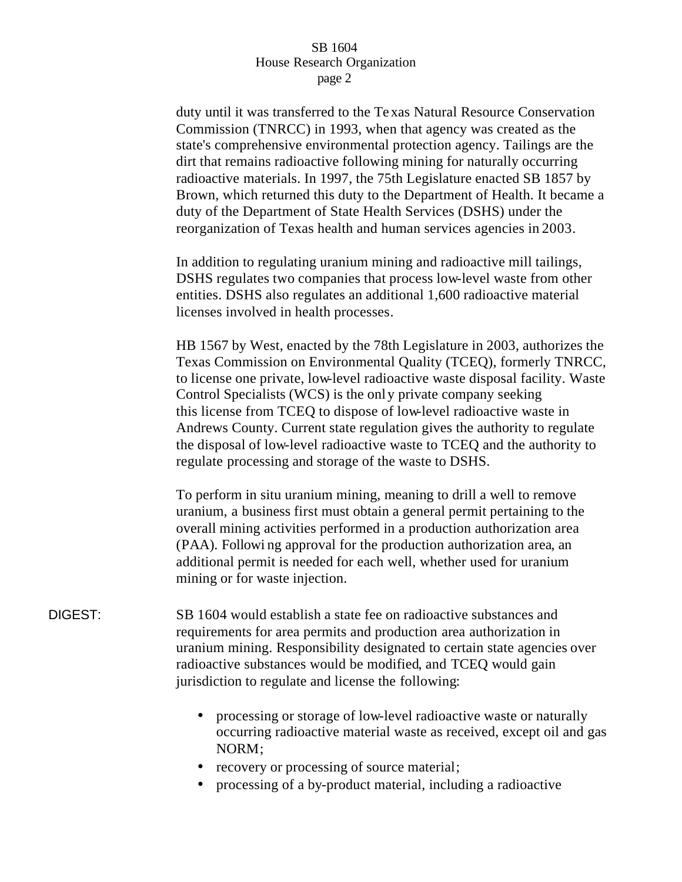duty until it was transferred to the Texas Natural Resource Conservation Commission (TNRCC) in 1993, when that agency was created as the state's comprehensive environmental protection agency. Tailings are the dirt that remains radioactive following mining for naturally occurring radioactive materials. In 1997, the 75th Legislature enacted SB 1857 by Brown, which returned this duty to the Department of Health. It became a duty of the Department of State Health Services (DSHS) under the reorganization of Texas health and human services agencies in 2003.

In addition to regulating uranium mining and radioactive mill tailings, DSHS regulates two companies that process low-level waste from other entities. DSHS also regulates an additional 1,600 radioactive material licenses involved in health processes.

HB 1567 by West, enacted by the 78th Legislature in 2003, authorizes the Texas Commission on Environmental Quality (TCEQ), formerly TNRCC, to license one private, low-level radioactive waste disposal facility. Waste Control Specialists (WCS) is the only private company seeking this license from TCEQ to dispose of low-level radioactive waste in Andrews County. Current state regulation gives the authority to regulate the disposal of low-level radioactive waste to TCEQ and the authority to regulate processing and storage of the waste to DSHS.

To perform in situ uranium mining, meaning to drill a well to remove uranium, a business first must obtain a general permit pertaining to the overall mining activities performed in a production authorization area (PAA). Following approval for the production authorization area, an additional permit is needed for each well, whether used for uranium mining or for waste injection.

DIGEST: SB 1604 would establish a state fee on radioactive substances and requirements for area permits and production area authorization in uranium mining. Responsibility designated to certain state agencies over radioactive substances would be modified, and TCEQ would gain jurisdiction to regulate and license the following:

- processing or storage of low-level radioactive waste or naturally occurring radioactive material waste as received, except oil and gas NORM;
- recovery or processing of source material;
- processing of a by-product material, including a radioactive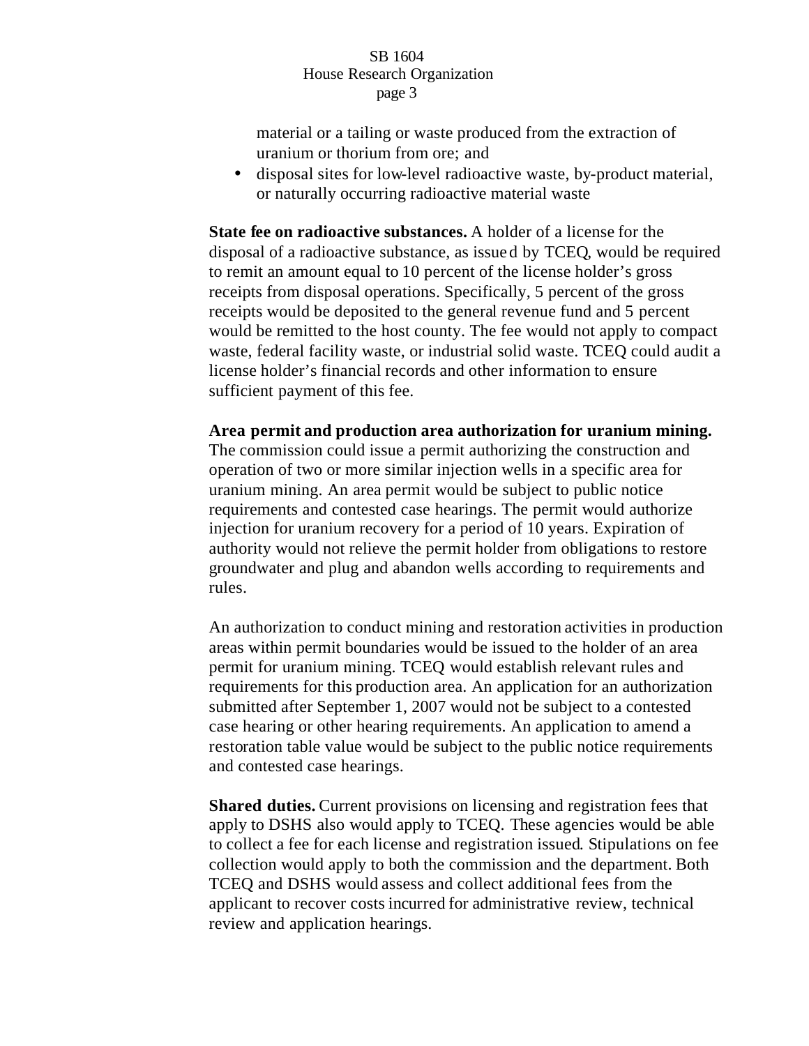material or a tailing or waste produced from the extraction of uranium or thorium from ore; and

- disposal sites for low-level radioactive waste, by-product material, or naturally occurring radioactive material waste

**State fee on radioactive substances.** A holder of a license for the disposal of a radioactive substance, as issued by TCEQ, would be required to remit an amount equal to 10 percent of the license holder's gross receipts from disposal operations. Specifically, 5 percent of the gross receipts would be deposited to the general revenue fund and 5 percent would be remitted to the host county. The fee would not apply to compact waste, federal facility waste, or industrial solid waste. TCEQ could audit a license holder's financial records and other information to ensure sufficient payment of this fee.

**Area permit and production area authorization for uranium mining.** The commission could issue a permit authorizing the construction and operation of two or more similar injection wells in a specific area for uranium mining. An area permit would be subject to public notice requirements and contested case hearings. The permit would authorize injection for uranium recovery for a period of 10 years. Expiration of authority would not relieve the permit holder from obligations to restore groundwater and plug and abandon wells according to requirements and rules.

An authorization to conduct mining and restoration activities in production areas within permit boundaries would be issued to the holder of an area permit for uranium mining. TCEQ would establish relevant rules and requirements for this production area. An application for an authorization submitted after September 1, 2007 would not be subject to a contested case hearing or other hearing requirements. An application to amend a restoration table value would be subject to the public notice requirements and contested case hearings.

**Shared duties.** Current provisions on licensing and registration fees that apply to DSHS also would apply to TCEQ. These agencies would be able to collect a fee for each license and registration issued. Stipulations on fee collection would apply to both the commission and the department. Both TCEQ and DSHS would assess and collect additional fees from the applicant to recover costs incurred for administrative review, technical review and application hearings.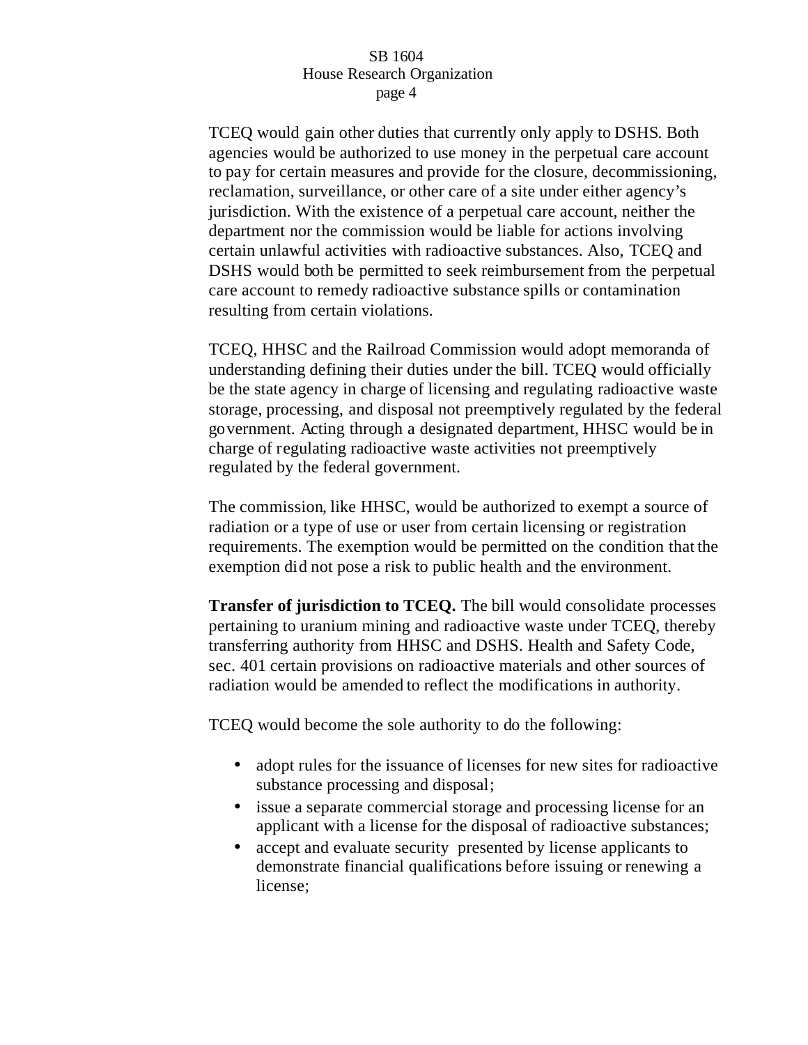TCEQ would gain other duties that currently only apply to DSHS. Both agencies would be authorized to use money in the perpetual care account to pay for certain measures and provide for the closure, decommissioning, reclamation, surveillance, or other care of a site under either agency's jurisdiction. With the existence of a perpetual care account, neither the department nor the commission would be liable for actions involving certain unlawful activities with radioactive substances. Also, TCEQ and DSHS would both be permitted to seek reimbursement from the perpetual care account to remedy radioactive substance spills or contamination resulting from certain violations.

TCEQ, HHSC and the Railroad Commission would adopt memoranda of understanding defining their duties under the bill. TCEQ would officially be the state agency in charge of licensing and regulating radioactive waste storage, processing, and disposal not preemptively regulated by the federal government. Acting through a designated department, HHSC would be in charge of regulating radioactive waste activities not preemptively regulated by the federal government.

The commission, like HHSC, would be authorized to exempt a source of radiation or a type of use or user from certain licensing or registration requirements. The exemption would be permitted on the condition that the exemption did not pose a risk to public health and the environment.

**Transfer of jurisdiction to TCEQ.** The bill would consolidate processes pertaining to uranium mining and radioactive waste under TCEQ, thereby transferring authority from HHSC and DSHS. Health and Safety Code, sec. 401 certain provisions on radioactive materials and other sources of radiation would be amended to reflect the modifications in authority.

TCEQ would become the sole authority to do the following:

- adopt rules for the issuance of licenses for new sites for radioactive substance processing and disposal;
- issue a separate commercial storage and processing license for an applicant with a license for the disposal of radioactive substances;
- accept and evaluate security presented by license applicants to demonstrate financial qualifications before issuing or renewing a license;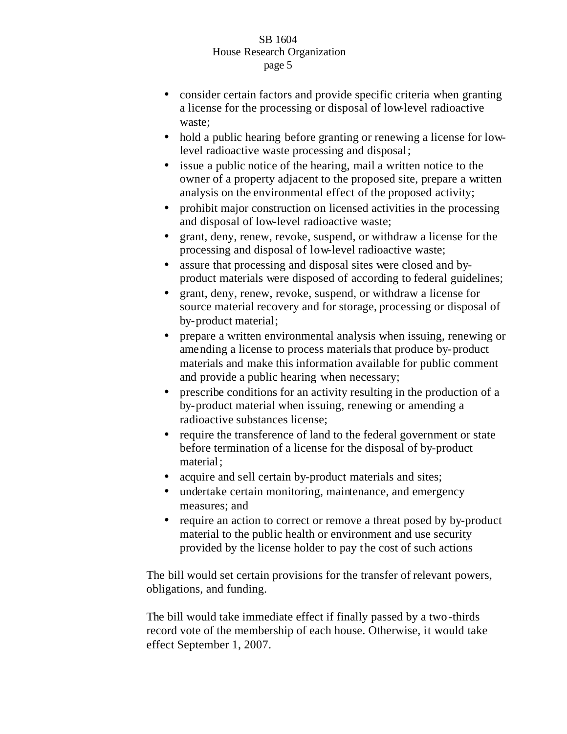- consider certain factors and provide specific criteria when granting a license for the processing or disposal of low-level radioactive waste;
- hold a public hearing before granting or renewing a license for low-level radioactive waste processing and disposal;
- issue a public notice of the hearing, mail a written notice to the owner of a property adjacent to the proposed site, prepare a written analysis on the environmental effect of the proposed activity;
- prohibit major construction on licensed activities in the processing and disposal of low-level radioactive waste;
- grant, deny, renew, revoke, suspend, or withdraw a license for the processing and disposal of low-level radioactive waste;
- assure that processing and disposal sites were closed and by-product materials were disposed of according to federal guidelines;
- grant, deny, renew, revoke, suspend, or withdraw a license for source material recovery and for storage, processing or disposal of by-product material;
- prepare a written environmental analysis when issuing, renewing or amending a license to process materials that produce by-product materials and make this information available for public comment and provide a public hearing when necessary;
- prescribe conditions for an activity resulting in the production of a by-product material when issuing, renewing or amending a radioactive substances license;
- require the transference of land to the federal government or state before termination of a license for the disposal of by-product material;
- acquire and sell certain by-product materials and sites;
- undertake certain monitoring, maintenance, and emergency measures; and
- require an action to correct or remove a threat posed by by-product material to the public health or environment and use security provided by the license holder to pay the cost of such actions

The bill would set certain provisions for the transfer of relevant powers, obligations, and funding.

The bill would take immediate effect if finally passed by a two-thirds record vote of the membership of each house. Otherwise, it would take effect September 1, 2007.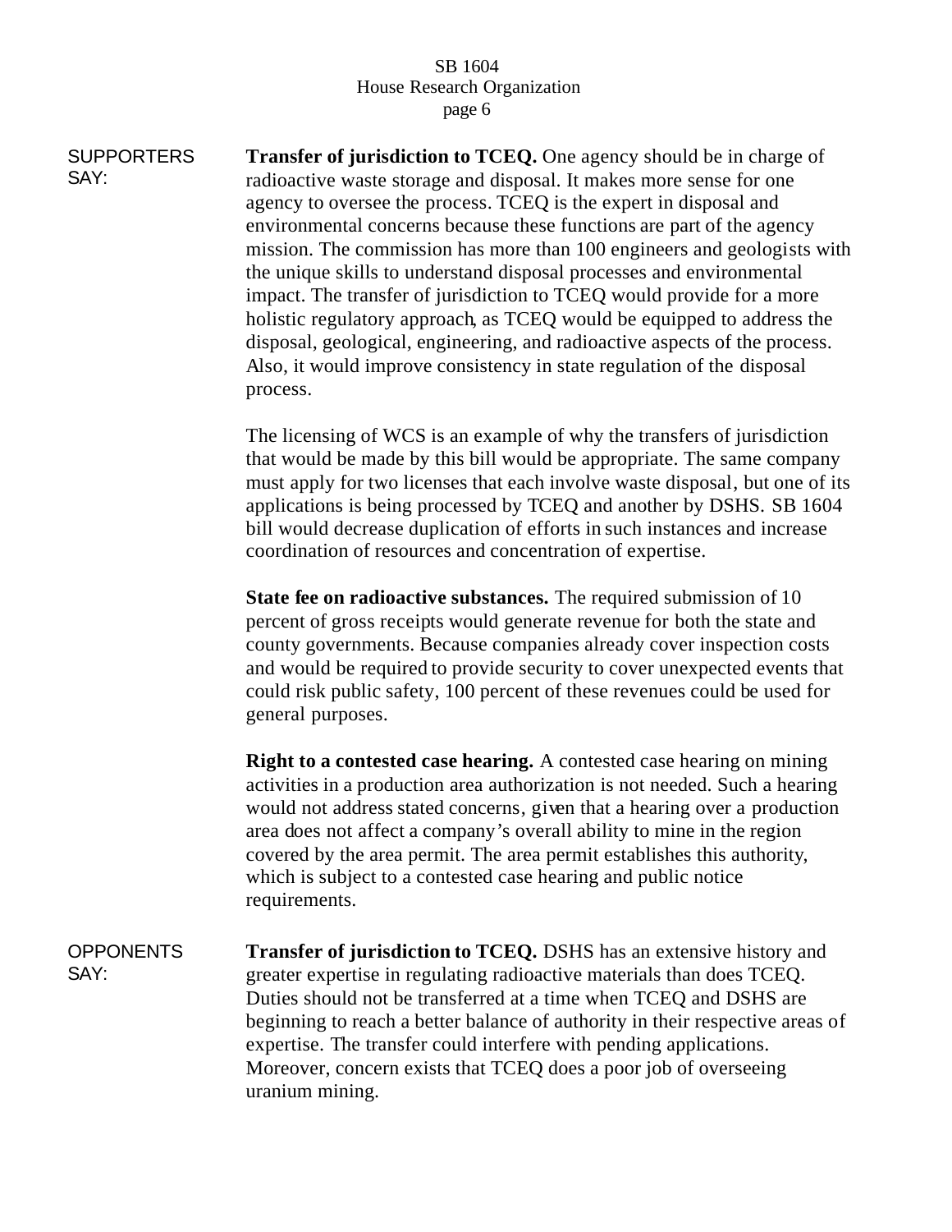SUPPORTERS SAY:

**Transfer of jurisdiction to TCEQ.** One agency should be in charge of radioactive waste storage and disposal. It makes more sense for one agency to oversee the process. TCEQ is the expert in disposal and environmental concerns because these functions are part of the agency mission. The commission has more than 100 engineers and geologists with the unique skills to understand disposal processes and environmental impact. The transfer of jurisdiction to TCEQ would provide for a more holistic regulatory approach, as TCEQ would be equipped to address the disposal, geological, engineering, and radioactive aspects of the process. Also, it would improve consistency in state regulation of the disposal process.

The licensing of WCS is an example of why the transfers of jurisdiction that would be made by this bill would be appropriate. The same company must apply for two licenses that each involve waste disposal, but one of its applications is being processed by TCEQ and another by DSHS. SB 1604 bill would decrease duplication of efforts in such instances and increase coordination of resources and concentration of expertise.

**State fee on radioactive substances.** The required submission of 10 percent of gross receipts would generate revenue for both the state and county governments. Because companies already cover inspection costs and would be required to provide security to cover unexpected events that could risk public safety, 100 percent of these revenues could be used for general purposes.

**Right to a contested case hearing.** A contested case hearing on mining activities in a production area authorization is not needed. Such a hearing would not address stated concerns, given that a hearing over a production area does not affect a company's overall ability to mine in the region covered by the area permit. The area permit establishes this authority, which is subject to a contested case hearing and public notice requirements.

OPPONENTS SAY:

**Transfer of jurisdiction to TCEQ.** DSHS has an extensive history and greater expertise in regulating radioactive materials than does TCEQ. Duties should not be transferred at a time when TCEQ and DSHS are beginning to reach a better balance of authority in their respective areas of expertise. The transfer could interfere with pending applications. Moreover, concern exists that TCEQ does a poor job of overseeing uranium mining.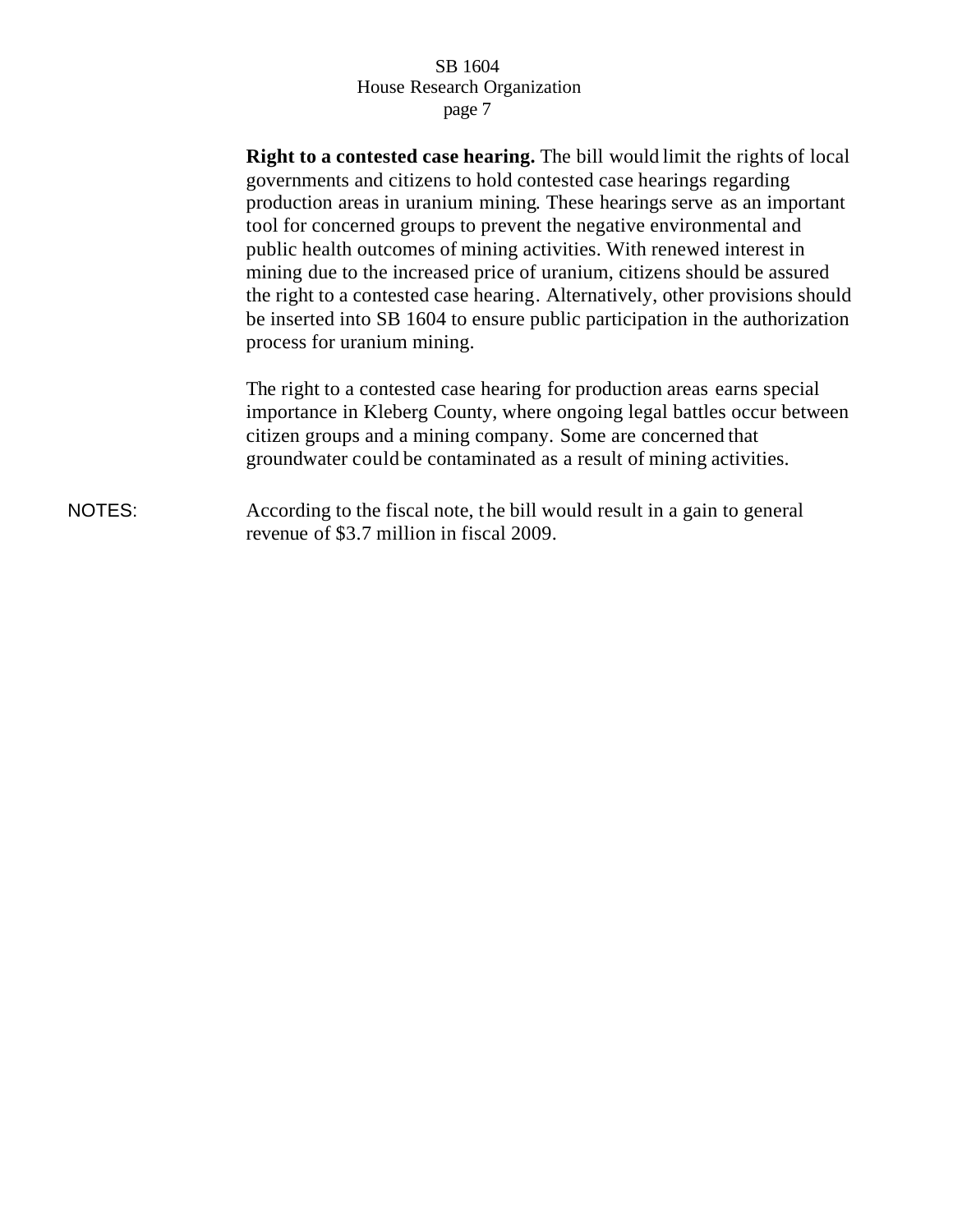**Right to a contested case hearing.** The bill would limit the rights of local governments and citizens to hold contested case hearings regarding production areas in uranium mining. These hearings serve as an important tool for concerned groups to prevent the negative environmental and public health outcomes of mining activities. With renewed interest in mining due to the increased price of uranium, citizens should be assured the right to a contested case hearing. Alternatively, other provisions should be inserted into SB 1604 to ensure public participation in the authorization process for uranium mining.

The right to a contested case hearing for production areas earns special importance in Kleberg County, where ongoing legal battles occur between citizen groups and a mining company. Some are concerned that groundwater could be contaminated as a result of mining activities.

NOTES: According to the fiscal note, the bill would result in a gain to general revenue of $3.7 million in fiscal 2009.